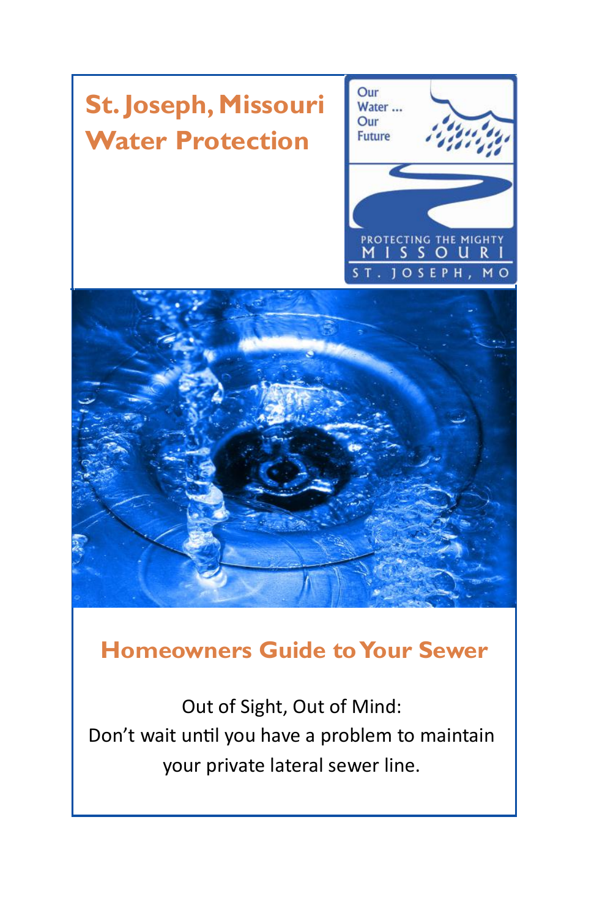# St. Joseph, Missouri Water Protection

Our Water ... Our Future

PROTECTING THE MIGHTY MISSOURI

ST. JOSEPH, MO

## Homeowners Guide to Your Sewer

Out of Sight, Out of Mind:
Don't wait until you have a problem to maintain your private lateral sewer line.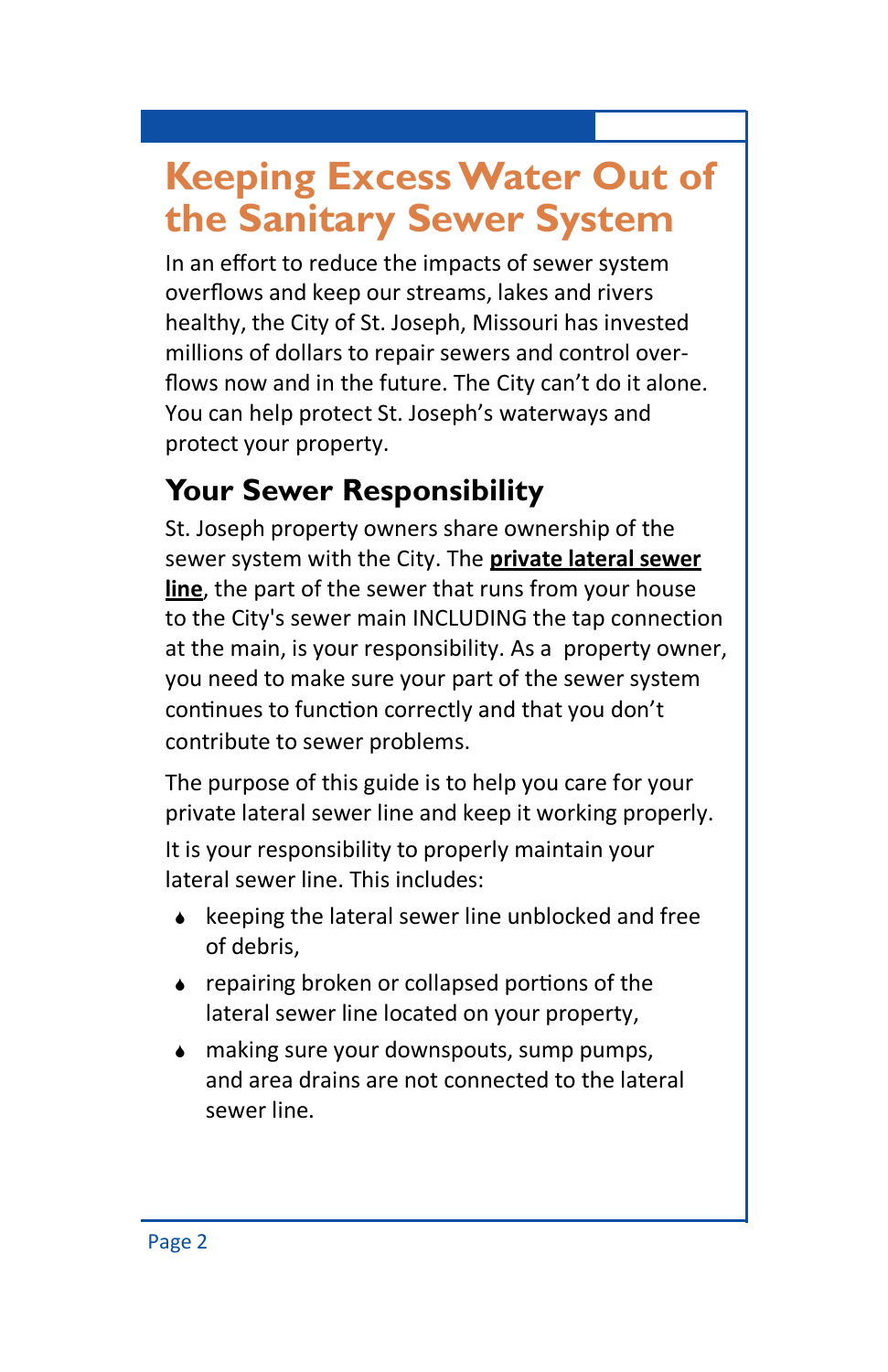# Keeping Excess Water Out of the Sanitary Sewer System

In an effort to reduce the impacts of sewer system overflows and keep our streams, lakes and rivers healthy, the City of St. Joseph, Missouri has invested millions of dollars to repair sewers and control overflows now and in the future. The City can't do it alone. You can help protect St. Joseph's waterways and protect your property.

## Your Sewer Responsibility

St. Joseph property owners share ownership of the sewer system with the City. The **private lateral sewer line**, the part of the sewer that runs from your house to the City's sewer main INCLUDING the tap connection at the main, is your responsibility. As a property owner, you need to make sure your part of the sewer system continues to function correctly and that you don't contribute to sewer problems.

The purpose of this guide is to help you care for your private lateral sewer line and keep it working properly.

It is your responsibility to properly maintain your lateral sewer line. This includes:

- keeping the lateral sewer line unblocked and free of debris,
- repairing broken or collapsed portions of the lateral sewer line located on your property,
- making sure your downspouts, sump pumps, and area drains are not connected to the lateral sewer line.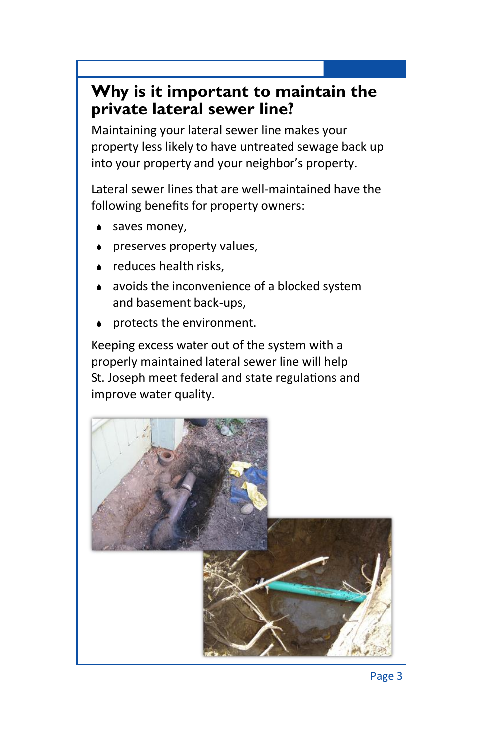## Why is it important to maintain the private lateral sewer line?

Maintaining your lateral sewer line makes your property less likely to have untreated sewage back up into your property and your neighbor's property.

Lateral sewer lines that are well-maintained have the following benefits for property owners:

- saves money,
- preserves property values,
- reduces health risks,
- avoids the inconvenience of a blocked system and basement back-ups,
- protects the environment.

Keeping excess water out of the system with a properly maintained lateral sewer line will help St. Joseph meet federal and state regulations and improve water quality.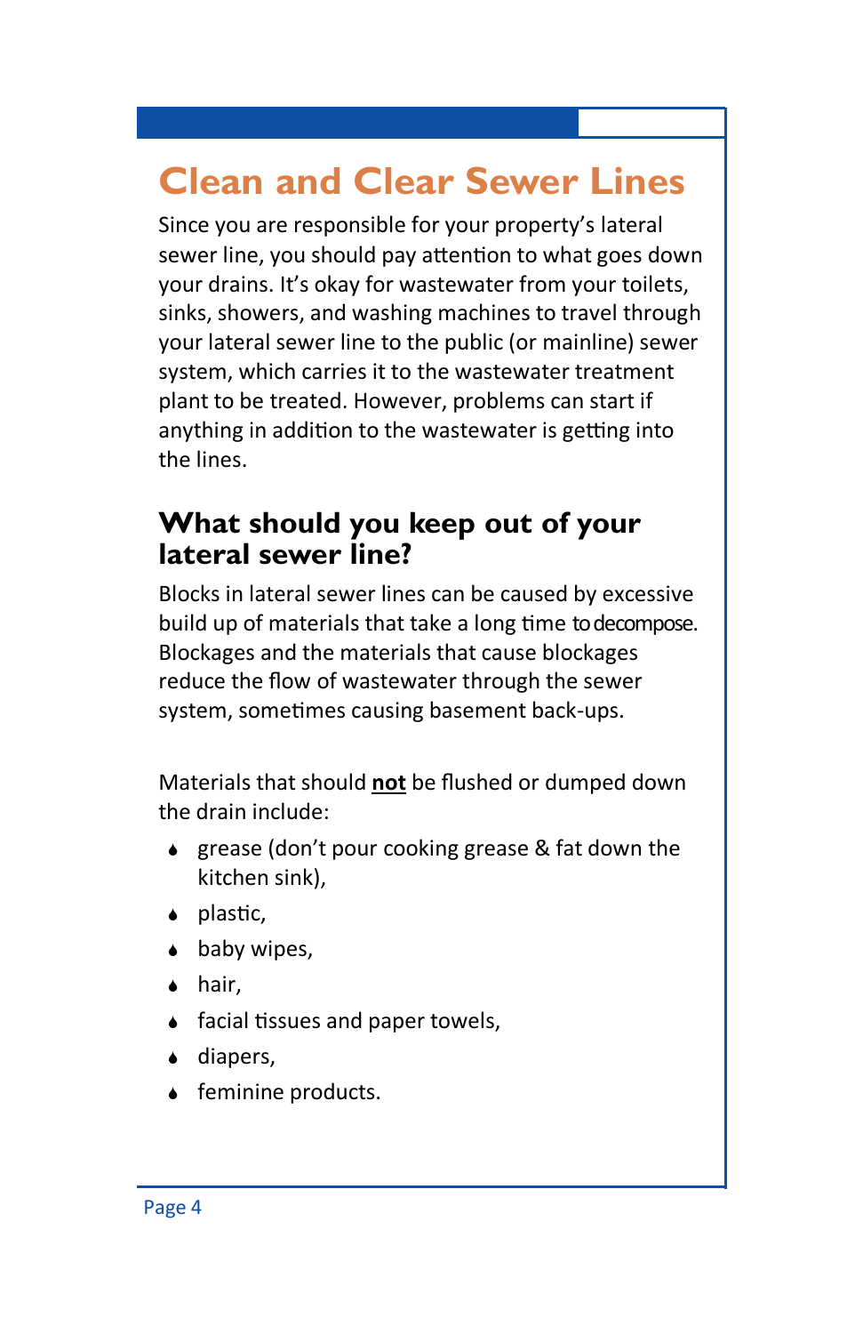# Clean and Clear Sewer Lines

Since you are responsible for your property's lateral sewer line, you should pay attention to what goes down your drains. It's okay for wastewater from your toilets, sinks, showers, and washing machines to travel through your lateral sewer line to the public (or mainline) sewer system, which carries it to the wastewater treatment plant to be treated. However, problems can start if anything in addition to the wastewater is getting into the lines.

## What should you keep out of your lateral sewer line?

Blocks in lateral sewer lines can be caused by excessive build up of materials that take a long time to decompose. Blockages and the materials that cause blockages reduce the flow of wastewater through the sewer system, sometimes causing basement back-ups.

Materials that should **not** be flushed or dumped down the drain include:

- grease (don't pour cooking grease & fat down the kitchen sink),
- plastic,
- baby wipes,
- hair,
- facial tissues and paper towels,
- diapers,
- feminine products.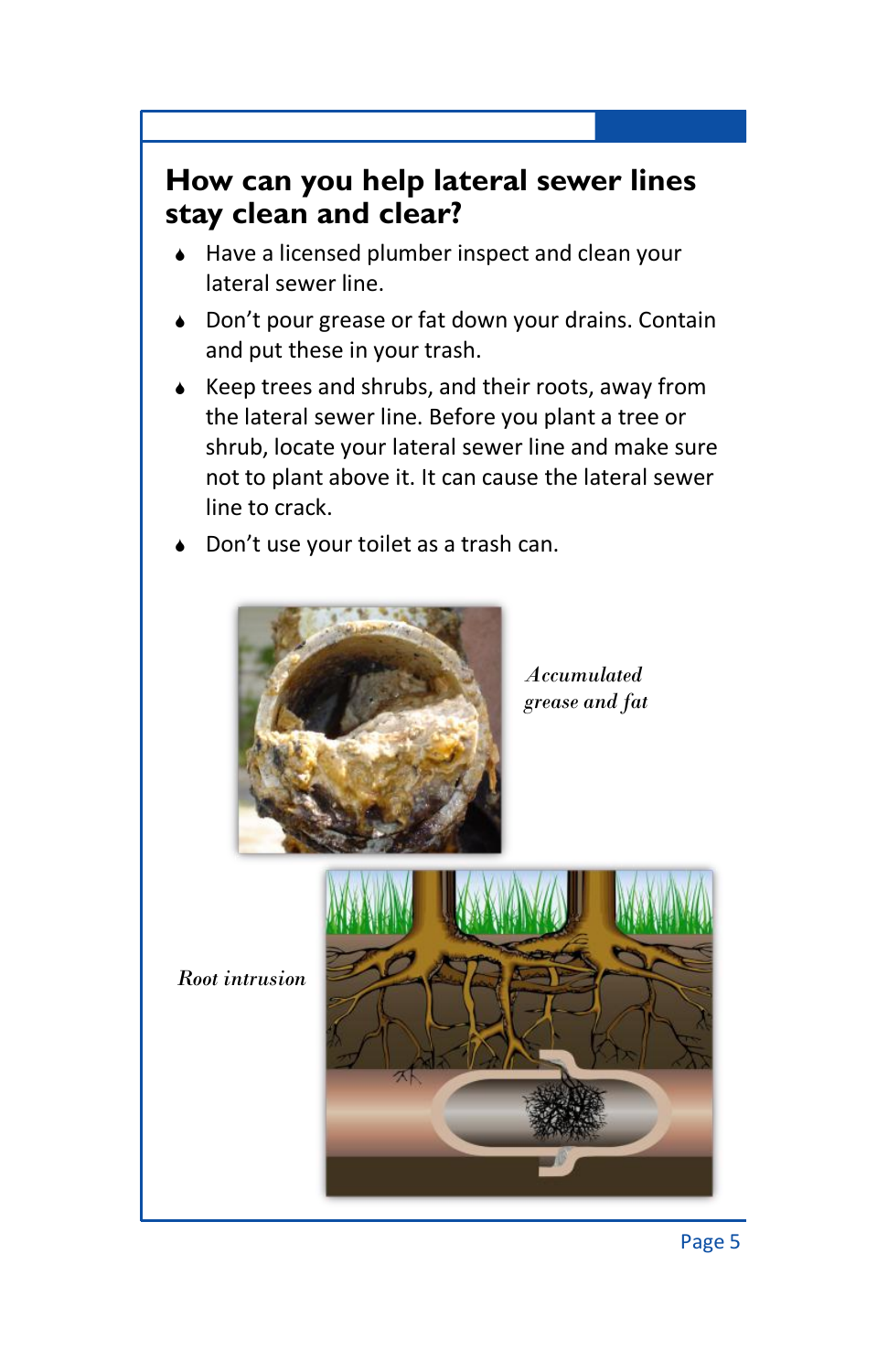## How can you help lateral sewer lines stay clean and clear?

- Have a licensed plumber inspect and clean your lateral sewer line.
- Don't pour grease or fat down your drains. Contain and put these in your trash.
- Keep trees and shrubs, and their roots, away from the lateral sewer line. Before you plant a tree or shrub, locate your lateral sewer line and make sure not to plant above it. It can cause the lateral sewer line to crack.
- Don't use your toilet as a trash can.

*Accumulated grease and fat*

*Root intrusion*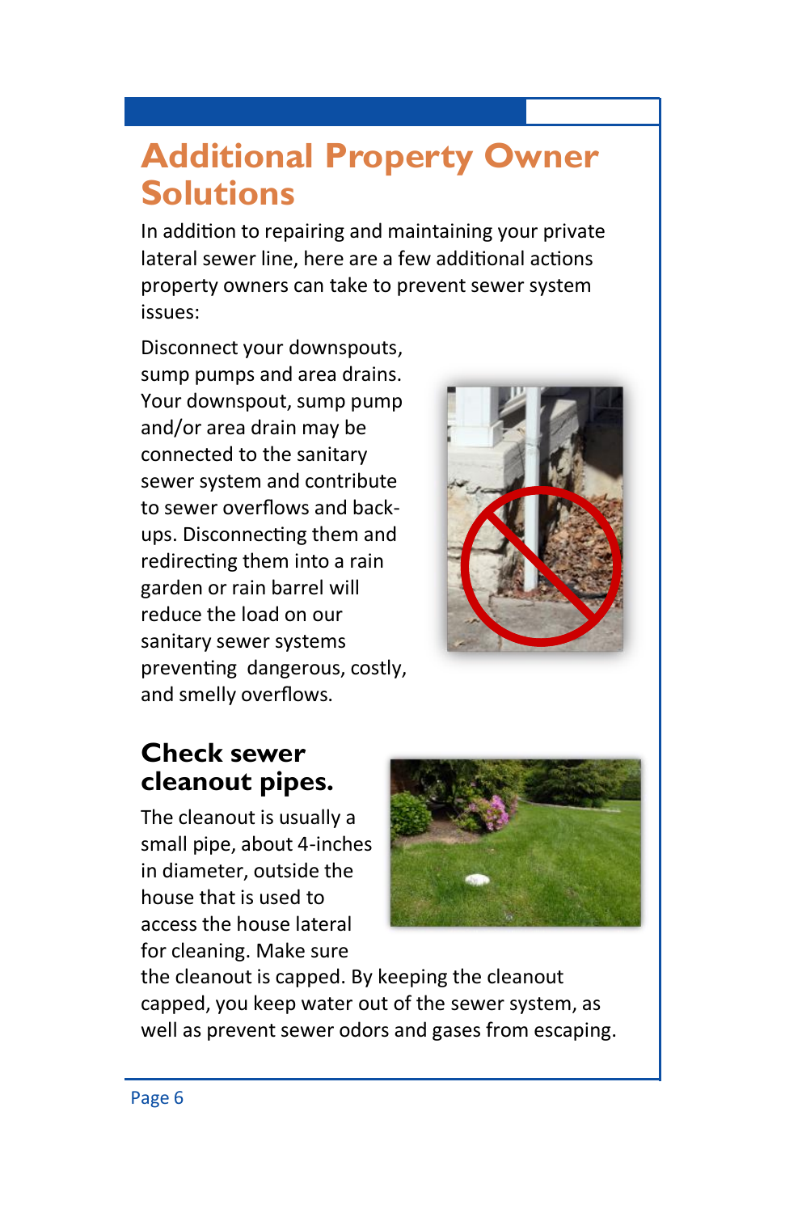# Additional Property Owner Solutions

In addition to repairing and maintaining your private lateral sewer line, here are a few additional actions property owners can take to prevent sewer system issues:

Disconnect your downspouts, sump pumps and area drains. Your downspout, sump pump and/or area drain may be connected to the sanitary sewer system and contribute to sewer overflows and back-ups. Disconnecting them and redirecting them into a rain garden or rain barrel will reduce the load on our sanitary sewer systems preventing dangerous, costly, and smelly overflows.

## Check sewer cleanout pipes.

The cleanout is usually a small pipe, about 4-inches in diameter, outside the house that is used to access the house lateral for cleaning. Make sure the cleanout is capped. By keeping the cleanout capped, you keep water out of the sewer system, as well as prevent sewer odors and gases from escaping.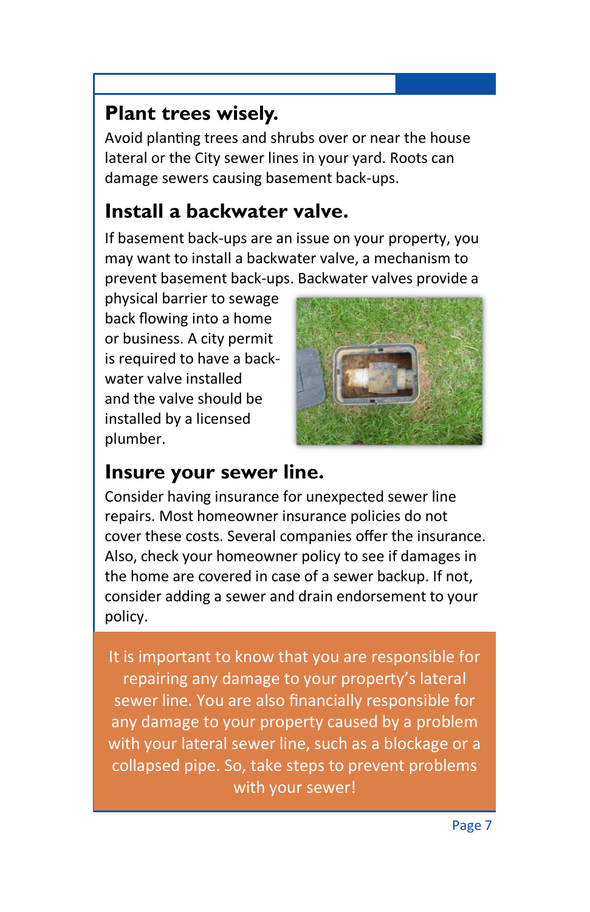## Plant trees wisely.

Avoid planting trees and shrubs over or near the house lateral or the City sewer lines in your yard. Roots can damage sewers causing basement back-ups.

## Install a backwater valve.

If basement back-ups are an issue on your property, you may want to install a backwater valve, a mechanism to prevent basement back-ups. Backwater valves provide a physical barrier to sewage back flowing into a home or business. A city permit is required to have a back-water valve installed and the valve should be installed by a licensed plumber.

## Insure your sewer line.

Consider having insurance for unexpected sewer line repairs. Most homeowner insurance policies do not cover these costs. Several companies offer the insurance. Also, check your homeowner policy to see if damages in the home are covered in case of a sewer backup. If not, consider adding a sewer and drain endorsement to your policy.

It is important to know that you are responsible for repairing any damage to your property's lateral sewer line. You are also financially responsible for any damage to your property caused by a problem with your lateral sewer line, such as a blockage or a collapsed pipe. So, take steps to prevent problems with your sewer!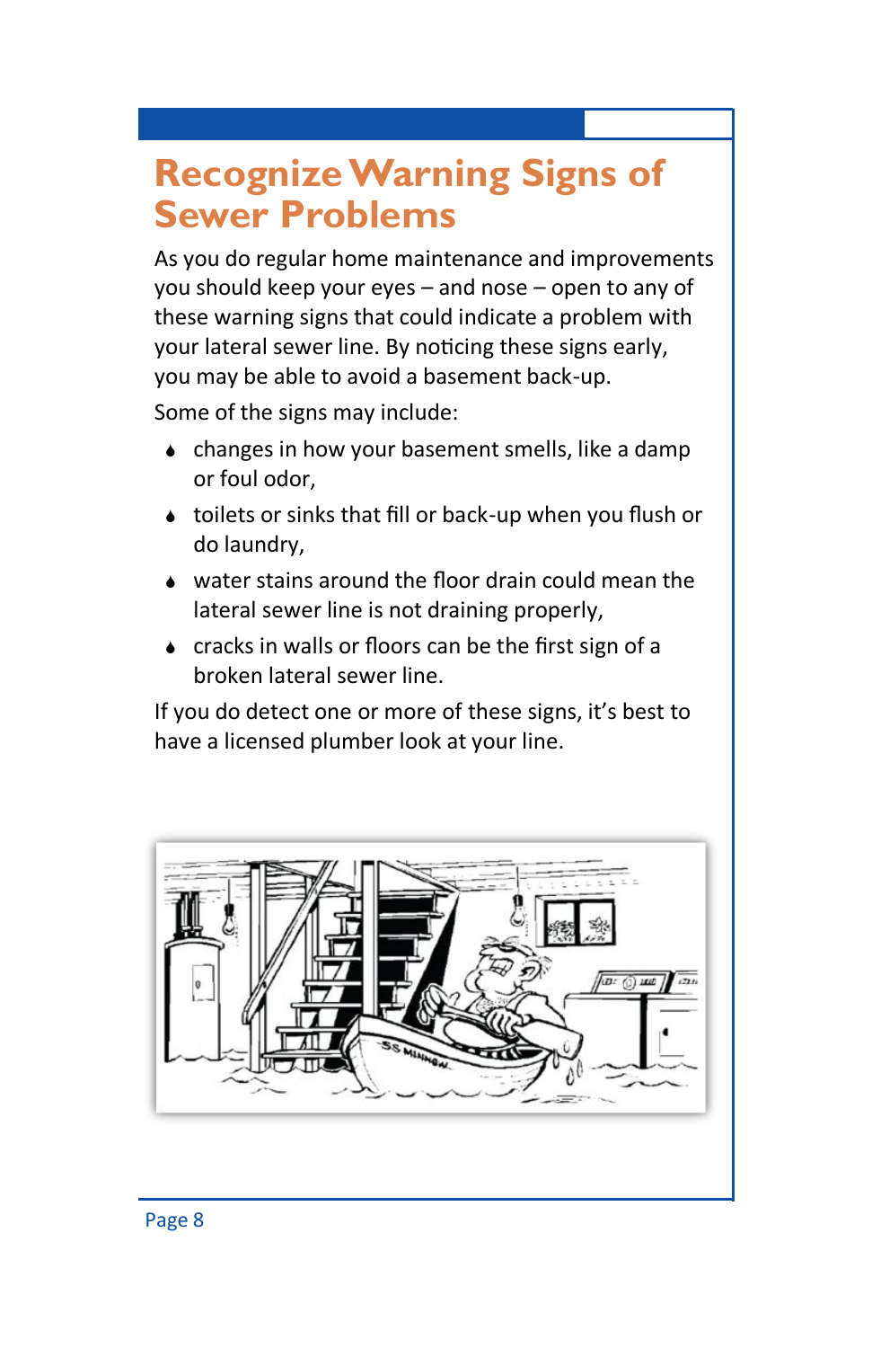# Recognize Warning Signs of Sewer Problems

As you do regular home maintenance and improvements you should keep your eyes – and nose – open to any of these warning signs that could indicate a problem with your lateral sewer line. By noticing these signs early, you may be able to avoid a basement back-up.

Some of the signs may include:

- changes in how your basement smells, like a damp or foul odor,
- toilets or sinks that fill or back-up when you flush or do laundry,
- water stains around the floor drain could mean the lateral sewer line is not draining properly,
- cracks in walls or floors can be the first sign of a broken lateral sewer line.

If you do detect one or more of these signs, it's best to have a licensed plumber look at your line.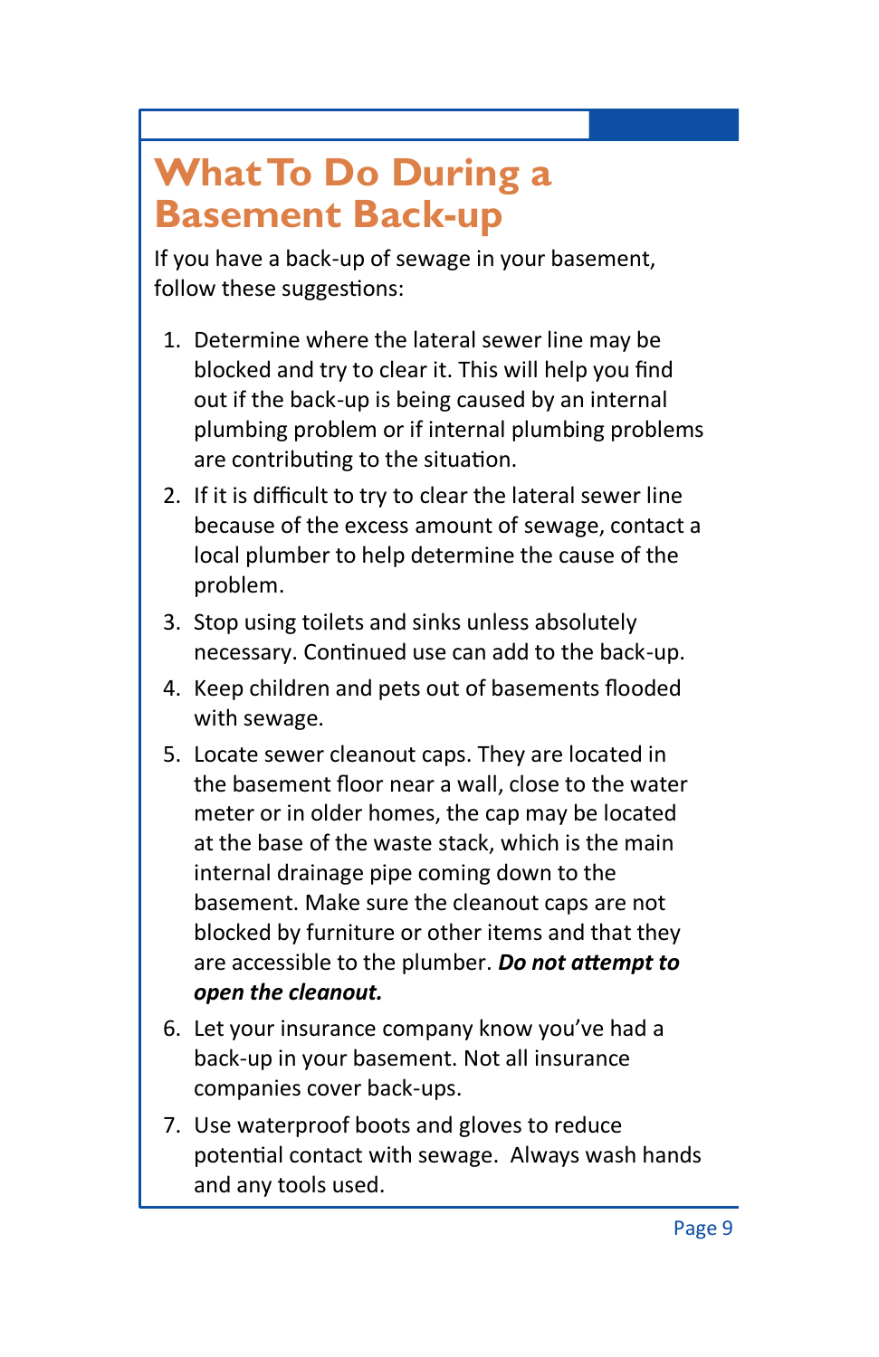# What To Do During a Basement Back-up

If you have a back-up of sewage in your basement, follow these suggestions:

1. Determine where the lateral sewer line may be blocked and try to clear it. This will help you find out if the back-up is being caused by an internal plumbing problem or if internal plumbing problems are contributing to the situation.
2. If it is difficult to try to clear the lateral sewer line because of the excess amount of sewage, contact a local plumber to help determine the cause of the problem.
3. Stop using toilets and sinks unless absolutely necessary. Continued use can add to the back-up.
4. Keep children and pets out of basements flooded with sewage.
5. Locate sewer cleanout caps. They are located in the basement floor near a wall, close to the water meter or in older homes, the cap may be located at the base of the waste stack, which is the main internal drainage pipe coming down to the basement. Make sure the cleanout caps are not blocked by furniture or other items and that they are accessible to the plumber. ***Do not attempt to open the cleanout.***
6. Let your insurance company know you've had a back-up in your basement. Not all insurance companies cover back-ups.
7. Use waterproof boots and gloves to reduce potential contact with sewage. Always wash hands and any tools used.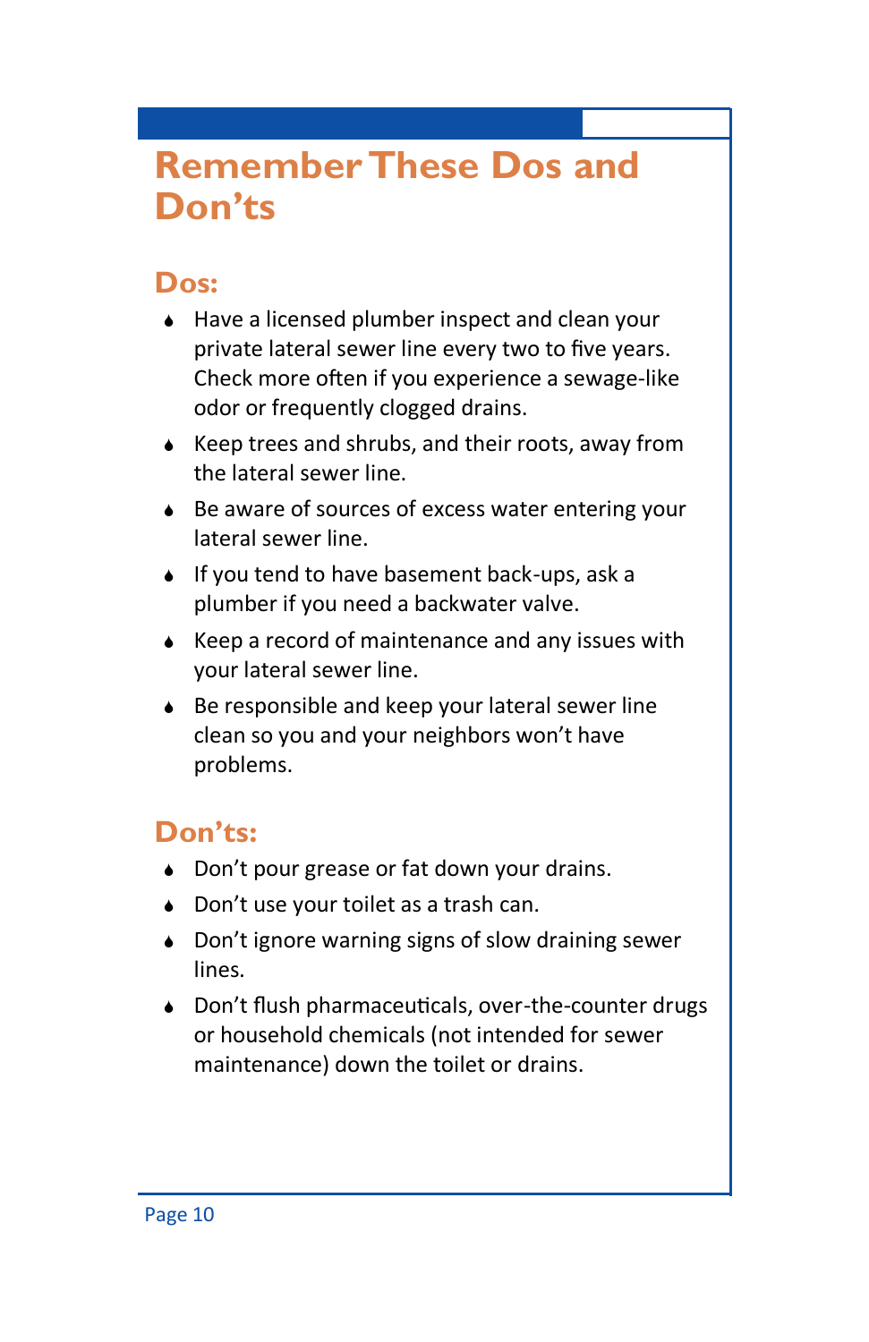# Remember These Dos and Don'ts

## Dos:

- Have a licensed plumber inspect and clean your private lateral sewer line every two to five years. Check more often if you experience a sewage-like odor or frequently clogged drains.
- Keep trees and shrubs, and their roots, away from the lateral sewer line.
- Be aware of sources of excess water entering your lateral sewer line.
- If you tend to have basement back-ups, ask a plumber if you need a backwater valve.
- Keep a record of maintenance and any issues with your lateral sewer line.
- Be responsible and keep your lateral sewer line clean so you and your neighbors won't have problems.

## Don'ts:

- Don't pour grease or fat down your drains.
- Don't use your toilet as a trash can.
- Don't ignore warning signs of slow draining sewer lines.
- Don't flush pharmaceuticals, over-the-counter drugs or household chemicals (not intended for sewer maintenance) down the toilet or drains.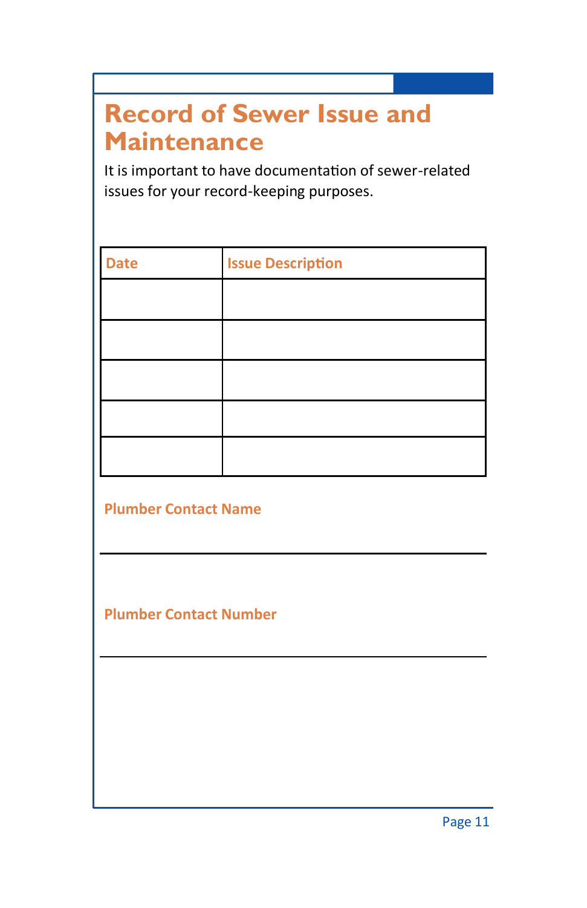# Record of Sewer Issue and Maintenance

It is important to have documentation of sewer-related issues for your record-keeping purposes.

| Date | Issue Description |
| --- | --- |
| | |
| | |
| | |
| | |
| | |

**Plumber Contact Name**

\_\_\_\_\_\_\_\_\_\_\_\_\_\_\_\_\_\_\_\_\_\_\_\_\_\_\_\_\_\_\_\_\_\_\_\_\_\_\_\_

**Plumber Contact Number**

\_\_\_\_\_\_\_\_\_\_\_\_\_\_\_\_\_\_\_\_\_\_\_\_\_\_\_\_\_\_\_\_\_\_\_\_\_\_\_\_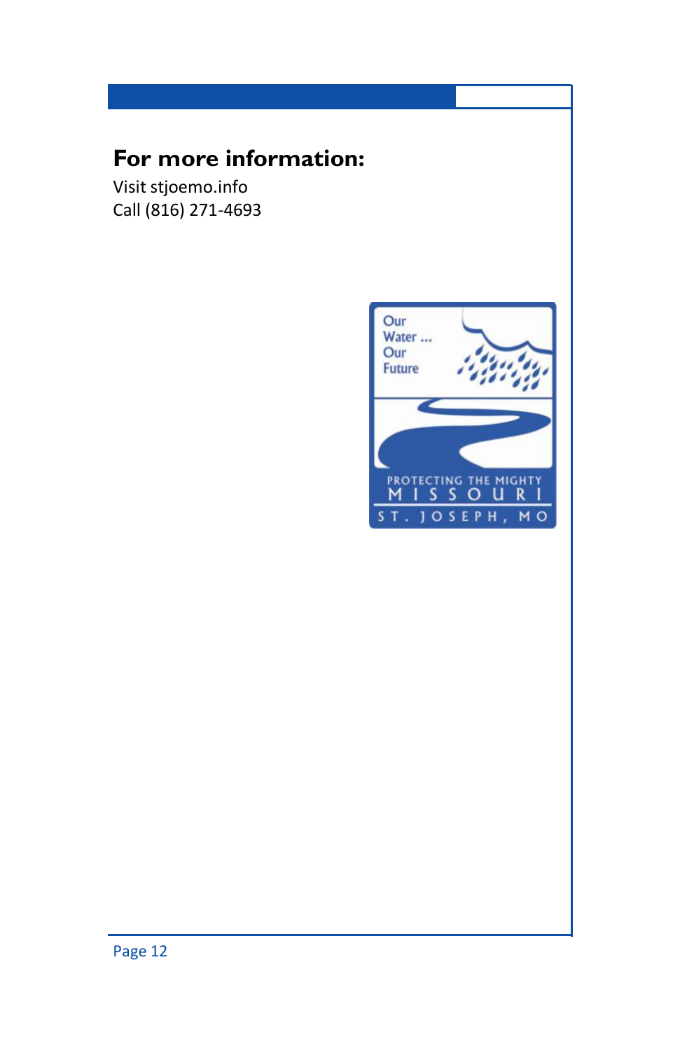## For more information:

Visit stjoemo.info
Call (816) 271-4693